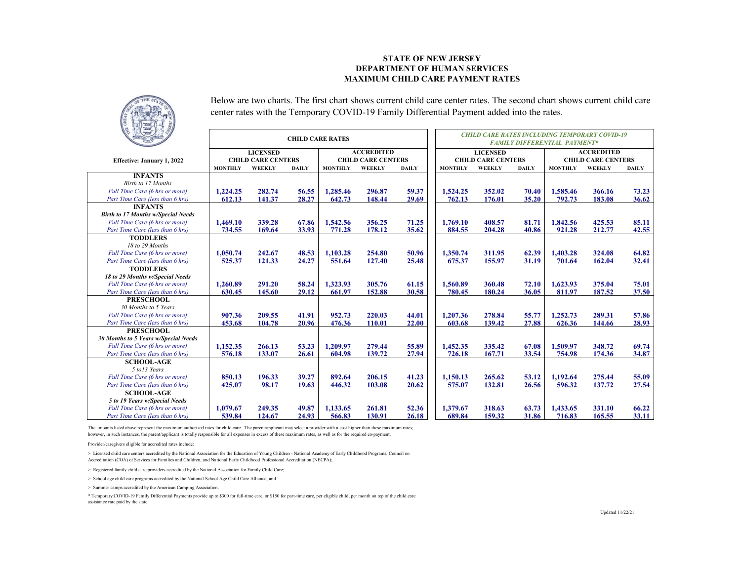# STATE OF NEW JERSEY
# DEPARTMENT OF HUMAN SERVICES
# MAXIMUM CHILD CARE PAYMENT RATES

Below are two charts. The first chart shows current child care center rates. The second chart shows current child care center rates with the Temporary COVID-19 Family Differential Payment added into the rates.

**Effective: January 1, 2022**

| | CHILD CARE RATES | | | | | | *CHILD CARE RATES INCLUDING TEMPORARY COVID-19 FAMILY DIFFERENTIAL PAYMENT** | | | | | |
|---|---|---|---|---|---|---|---|---|---|---|---|---|
| | LICENSED CHILD CARE CENTERS | | | ACCREDITED CHILD CARE CENTERS | | | LICENSED CHILD CARE CENTERS | | | ACCREDITED CHILD CARE CENTERS | | |
| | MONTHLY | WEEKLY | DAILY | MONTHLY | WEEKLY | DAILY | MONTHLY | WEEKLY | DAILY | MONTHLY | WEEKLY | DAILY |
| **INFANTS** *Birth to 17 Months* | | | | | | | | | | | | |
| *Full Time Care (6 hrs or more)* | 1,224.25 | 282.74 | 56.55 | 1,285.46 | 296.87 | 59.37 | 1,524.25 | 352.02 | 70.40 | 1,585.46 | 366.16 | 73.23 |
| *Part Time Care (less than 6 hrs)* | 612.13 | 141.37 | 28.27 | 642.73 | 148.44 | 29.69 | 762.13 | 176.01 | 35.20 | 792.73 | 183.08 | 36.62 |
| **INFANTS** **Birth to 17 Months w/Special Needs** | | | | | | | | | | | | |
| *Full Time Care (6 hrs or more)* | 1,469.10 | 339.28 | 67.86 | 1,542.56 | 356.25 | 71.25 | 1,769.10 | 408.57 | 81.71 | 1,842.56 | 425.53 | 85.11 |
| *Part Time Care (less than 6 hrs)* | 734.55 | 169.64 | 33.93 | 771.28 | 178.12 | 35.62 | 884.55 | 204.28 | 40.86 | 921.28 | 212.77 | 42.55 |
| **TODDLERS** *18 to 29 Months* | | | | | | | | | | | | |
| *Full Time Care (6 hrs or more)* | 1,050.74 | 242.67 | 48.53 | 1,103.28 | 254.80 | 50.96 | 1,350.74 | 311.95 | 62.39 | 1,403.28 | 324.08 | 64.82 |
| *Part Time Care (less than 6 hrs)* | 525.37 | 121.33 | 24.27 | 551.64 | 127.40 | 25.48 | 675.37 | 155.97 | 31.19 | 701.64 | 162.04 | 32.41 |
| **TODDLERS** **18 to 29 Months w/Special Needs** | | | | | | | | | | | | |
| *Full Time Care (6 hrs or more)* | 1,260.89 | 291.20 | 58.24 | 1,323.93 | 305.76 | 61.15 | 1,560.89 | 360.48 | 72.10 | 1,623.93 | 375.04 | 75.01 |
| *Part Time Care (less than 6 hrs)* | 630.45 | 145.60 | 29.12 | 661.97 | 152.88 | 30.58 | 780.45 | 180.24 | 36.05 | 811.97 | 187.52 | 37.50 |
| **PRESCHOOL** *30 Months to 5 Years* | | | | | | | | | | | | |
| *Full Time Care (6 hrs or more)* | 907.36 | 209.55 | 41.91 | 952.73 | 220.03 | 44.01 | 1,207.36 | 278.84 | 55.77 | 1,252.73 | 289.31 | 57.86 |
| *Part Time Care (less than 6 hrs)* | 453.68 | 104.78 | 20.96 | 476.36 | 110.01 | 22.00 | 603.68 | 139.42 | 27.88 | 626.36 | 144.66 | 28.93 |
| **PRESCHOOL** **30 Months to 5 Years w/Special Needs** | | | | | | | | | | | | |
| *Full Time Care (6 hrs or more)* | 1,152.35 | 266.13 | 53.23 | 1,209.97 | 279.44 | 55.89 | 1,452.35 | 335.42 | 67.08 | 1,509.97 | 348.72 | 69.74 |
| *Part Time Care (less than 6 hrs)* | 576.18 | 133.07 | 26.61 | 604.98 | 139.72 | 27.94 | 726.18 | 167.71 | 33.54 | 754.98 | 174.36 | 34.87 |
| **SCHOOL-AGE** *5 to13 Years* | | | | | | | | | | | | |
| *Full Time Care (6 hrs or more)* | 850.13 | 196.33 | 39.27 | 892.64 | 206.15 | 41.23 | 1,150.13 | 265.62 | 53.12 | 1,192.64 | 275.44 | 55.09 |
| *Part Time Care (less than 6 hrs)* | 425.07 | 98.17 | 19.63 | 446.32 | 103.08 | 20.62 | 575.07 | 132.81 | 26.56 | 596.32 | 137.72 | 27.54 |
| **SCHOOL-AGE** **5 to 19 Years w/Special Needs** | | | | | | | | | | | | |
| *Full Time Care (6 hrs or more)* | 1,079.67 | 249.35 | 49.87 | 1,133.65 | 261.81 | 52.36 | 1,379.67 | 318.63 | 63.73 | 1,433.65 | 331.10 | 66.22 |
| *Part Time Care (less than 6 hrs)* | 539.84 | 124.67 | 24.93 | 566.83 | 130.91 | 26.18 | 689.84 | 159.32 | 31.86 | 716.83 | 165.55 | 33.11 |

The amounts listed above represent the maximum authorized rates for child care. The parent/applicant may select a provider with a cost higher than these maximum rates; however, in such instances, the parent/applicant is totally responsible for all expenses in excess of these maximum rates, as well as for the required co-payment.

Provider/caregivers eligible for accredited rates include:

> Licensed child care centers accredited by the National Association for the Education of Young Children - National Academy of Early Childhood Programs, Council on Accreditation (COA) of Services for Families and Children, and National Early Childhood Professional Accreditation (NECPA);

> Registered family child care providers accredited by the National Association for Family Child Care;

> School age child care programs accredited by the National School Age Child Care Alliance; and

> Summer camps accredited by the American Camping Association.

* Temporary COVID-19 Family Differential Payments provide up to $300 for full-time care, or $150 for part-time care, per eligible child, per month on top of the child care assistance rate paid by the state.

Updated 11/22/21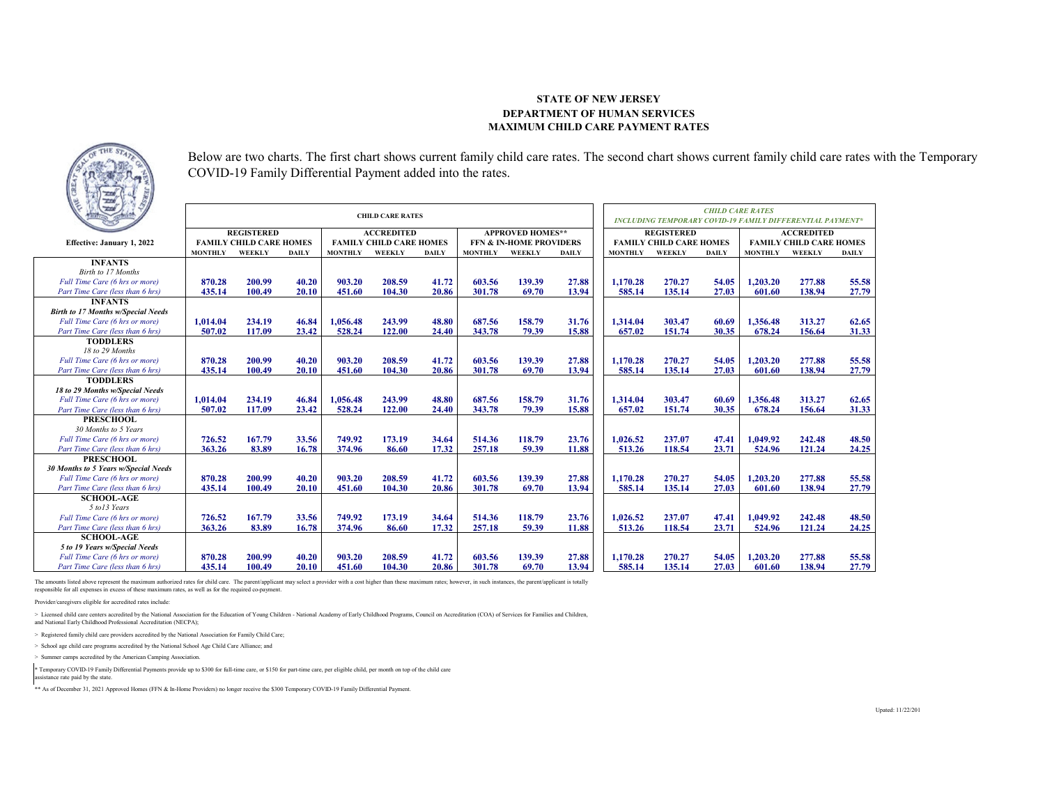**STATE OF NEW JERSEY**
**DEPARTMENT OF HUMAN SERVICES**
**MAXIMUM CHILD CARE PAYMENT RATES**

Below are two charts. The first chart shows current family child care rates. The second chart shows current family child care rates with the Temporary COVID-19 Family Differential Payment added into the rates.

| Effective: January 1, 2022 | CHILD CARE RATES | | | | | | | | | *CHILD CARE RATES INCLUDING TEMPORARY COVID-19 FAMILY DIFFERENTIAL PAYMENT** | | | | | |
|---|---|---|---|---|---|---|---|---|---|---|---|---|---|---|---|
| | REGISTERED FAMILY CHILD CARE HOMES | | | ACCREDITED FAMILY CHILD CARE HOMES | | | APPROVED HOMES** FFN & IN-HOME PROVIDERS | | | REGISTERED FAMILY CHILD CARE HOMES | | | ACCREDITED FAMILY CHILD CARE HOMES | | |
| | MONTHLY | WEEKLY | DAILY | MONTHLY | WEEKLY | DAILY | MONTHLY | WEEKLY | DAILY | MONTHLY | WEEKLY | DAILY | MONTHLY | WEEKLY | DAILY |
| **INFANTS** *Birth to 17 Months* | | | | | | | | | | | | | | | |
| *Full Time Care (6 hrs or more)* | 870.28 | 200.99 | 40.20 | 903.20 | 208.59 | 41.72 | 603.56 | 139.39 | 27.88 | 1,170.28 | 270.27 | 54.05 | 1,203.20 | 277.88 | 55.58 |
| *Part Time Care (less than 6 hrs)* | 435.14 | 100.49 | 20.10 | 451.60 | 104.30 | 20.86 | 301.78 | 69.70 | 13.94 | 585.14 | 135.14 | 27.03 | 601.60 | 138.94 | 27.79 |
| **INFANTS** *Birth to 17 Months w/Special Needs* | | | | | | | | | | | | | | | |
| *Full Time Care (6 hrs or more)* | 1,014.04 | 234.19 | 46.84 | 1,056.48 | 243.99 | 48.80 | 687.56 | 158.79 | 31.76 | 1,314.04 | 303.47 | 60.69 | 1,356.48 | 313.27 | 62.65 |
| *Part Time Care (less than 6 hrs)* | 507.02 | 117.09 | 23.42 | 528.24 | 122.00 | 24.40 | 343.78 | 79.39 | 15.88 | 657.02 | 151.74 | 30.35 | 678.24 | 156.64 | 31.33 |
| **TODDLERS** *18 to 29 Months* | | | | | | | | | | | | | | | |
| *Full Time Care (6 hrs or more)* | 870.28 | 200.99 | 40.20 | 903.20 | 208.59 | 41.72 | 603.56 | 139.39 | 27.88 | 1,170.28 | 270.27 | 54.05 | 1,203.20 | 277.88 | 55.58 |
| *Part Time Care (less than 6 hrs)* | 435.14 | 100.49 | 20.10 | 451.60 | 104.30 | 20.86 | 301.78 | 69.70 | 13.94 | 585.14 | 135.14 | 27.03 | 601.60 | 138.94 | 27.79 |
| **TODDLERS** *18 to 29 Months w/Special Needs* | | | | | | | | | | | | | | | |
| *Full Time Care (6 hrs or more)* | 1,014.04 | 234.19 | 46.84 | 1,056.48 | 243.99 | 48.80 | 687.56 | 158.79 | 31.76 | 1,314.04 | 303.47 | 60.69 | 1,356.48 | 313.27 | 62.65 |
| *Part Time Care (less than 6 hrs)* | 507.02 | 117.09 | 23.42 | 528.24 | 122.00 | 24.40 | 343.78 | 79.39 | 15.88 | 657.02 | 151.74 | 30.35 | 678.24 | 156.64 | 31.33 |
| **PRESCHOOL** *30 Months to 5 Years* | | | | | | | | | | | | | | | |
| *Full Time Care (6 hrs or more)* | 726.52 | 167.79 | 33.56 | 749.92 | 173.19 | 34.64 | 514.36 | 118.79 | 23.76 | 1,026.52 | 237.07 | 47.41 | 1,049.92 | 242.48 | 48.50 |
| *Part Time Care (less than 6 hrs)* | 363.26 | 83.89 | 16.78 | 374.96 | 86.60 | 17.32 | 257.18 | 59.39 | 11.88 | 513.26 | 118.54 | 23.71 | 524.96 | 121.24 | 24.25 |
| **PRESCHOOL** *30 Months to 5 Years w/Special Needs* | | | | | | | | | | | | | | | |
| *Full Time Care (6 hrs or more)* | 870.28 | 200.99 | 40.20 | 903.20 | 208.59 | 41.72 | 603.56 | 139.39 | 27.88 | 1,170.28 | 270.27 | 54.05 | 1,203.20 | 277.88 | 55.58 |
| *Part Time Care (less than 6 hrs)* | 435.14 | 100.49 | 20.10 | 451.60 | 104.30 | 20.86 | 301.78 | 69.70 | 13.94 | 585.14 | 135.14 | 27.03 | 601.60 | 138.94 | 27.79 |
| **SCHOOL-AGE** *5 to13 Years* | | | | | | | | | | | | | | | |
| *Full Time Care (6 hrs or more)* | 726.52 | 167.79 | 33.56 | 749.92 | 173.19 | 34.64 | 514.36 | 118.79 | 23.76 | 1,026.52 | 237.07 | 47.41 | 1,049.92 | 242.48 | 48.50 |
| *Part Time Care (less than 6 hrs)* | 363.26 | 83.89 | 16.78 | 374.96 | 86.60 | 17.32 | 257.18 | 59.39 | 11.88 | 513.26 | 118.54 | 23.71 | 524.96 | 121.24 | 24.25 |
| **SCHOOL-AGE** *5 to 19 Years w/Special Needs* | | | | | | | | | | | | | | | |
| *Full Time Care (6 hrs or more)* | 870.28 | 200.99 | 40.20 | 903.20 | 208.59 | 41.72 | 603.56 | 139.39 | 27.88 | 1,170.28 | 270.27 | 54.05 | 1,203.20 | 277.88 | 55.58 |
| *Part Time Care (less than 6 hrs)* | 435.14 | 100.49 | 20.10 | 451.60 | 104.30 | 20.86 | 301.78 | 69.70 | 13.94 | 585.14 | 135.14 | 27.03 | 601.60 | 138.94 | 27.79 |

The amounts listed above represent the maximum authorized rates for child care. The parent/applicant may select a provider with a cost higher than these maximum rates; however, in such instances, the parent/applicant is totally responsible for all expenses in excess of these maximum rates, as well as for the required co-payment.

Provider/caregivers eligible for accredited rates include:

> Licensed child care centers accredited by the National Association for the Education of Young Children - National Academy of Early Childhood Programs, Council on Accreditation (COA) of Services for Families and Children, and National Early Childhood Professional Accreditation (NECPA);

> Registered family child care providers accredited by the National Association for Family Child Care;

> School age child care programs accredited by the National School Age Child Care Alliance; and

> Summer camps accredited by the American Camping Association.

* Temporary COVID-19 Family Differential Payments provide up to $300 for full-time care, or $150 for part-time care, per eligible child, per month on top of the child care assistance rate paid by the state.

** As of December 31, 2021 Approved Homes (FFN & In-Home Providers) no longer receive the $300 Temporary COVID-19 Family Differential Payment.

Upated: 11/22/201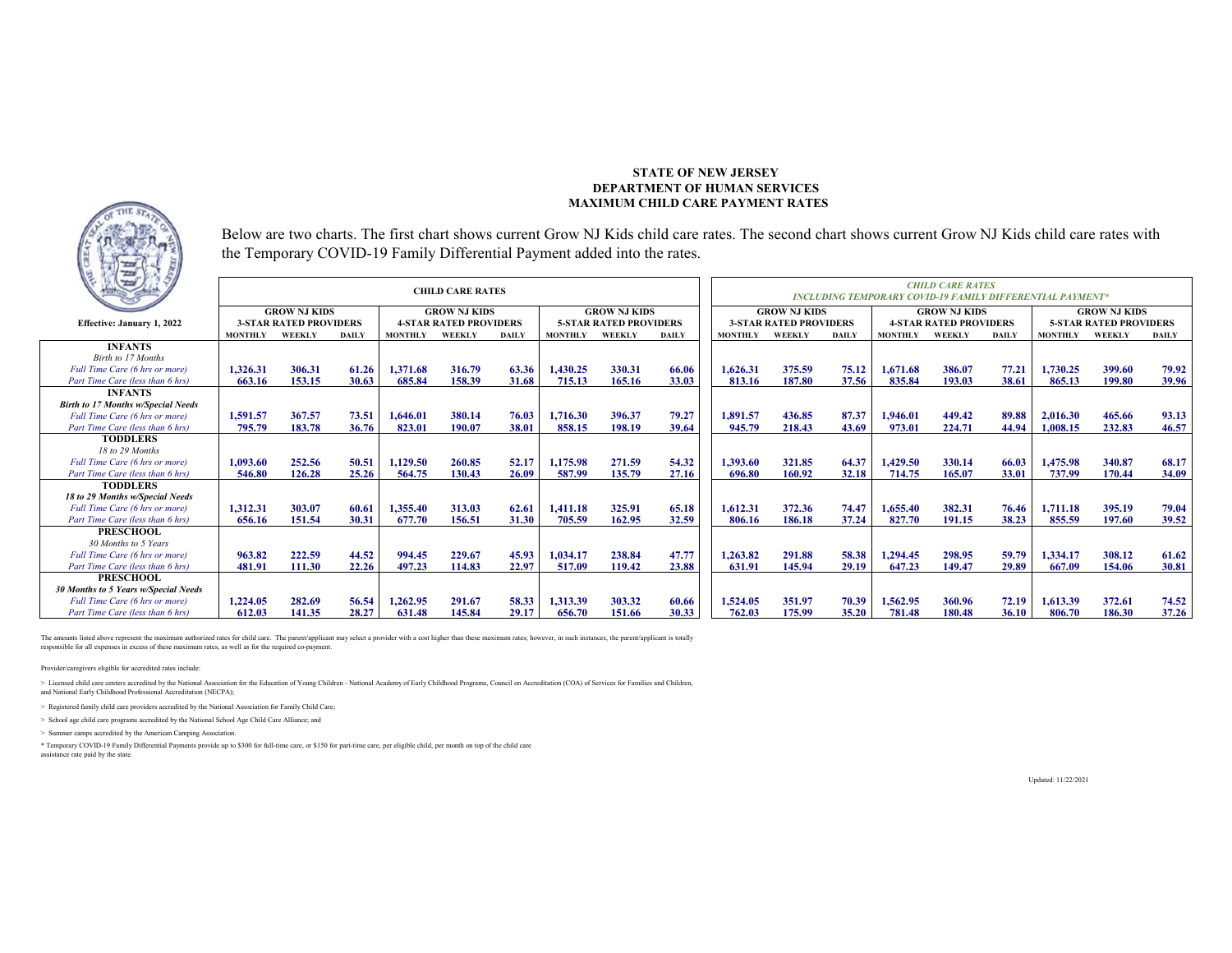**STATE OF NEW JERSEY**
**DEPARTMENT OF HUMAN SERVICES**
**MAXIMUM CHILD CARE PAYMENT RATES**

Below are two charts. The first chart shows current Grow NJ Kids child care rates. The second chart shows current Grow NJ Kids child care rates with the Temporary COVID-19 Family Differential Payment added into the rates.

| | CHILD CARE RATES | | | | | | | | | *CHILD CARE RATES INCLUDING TEMPORARY COVID-19 FAMILY DIFFERENTIAL PAYMENT** | | | | | | | | |
|---|---|---|---|---|---|---|---|---|---|---|---|---|---|---|---|---|---|---|
| **Effective: January 1, 2022** | GROW NJ KIDS 3-STAR RATED PROVIDERS | | | GROW NJ KIDS 4-STAR RATED PROVIDERS | | | GROW NJ KIDS 5-STAR RATED PROVIDERS | | | GROW NJ KIDS 3-STAR RATED PROVIDERS | | | GROW NJ KIDS 4-STAR RATED PROVIDERS | | | GROW NJ KIDS 5-STAR RATED PROVIDERS | | |
| | MONTHLY | WEEKLY | DAILY | MONTHLY | WEEKLY | DAILY | MONTHLY | WEEKLY | DAILY | MONTHLY | WEEKLY | DAILY | MONTHLY | WEEKLY | DAILY | MONTHLY | WEEKLY | DAILY |
| **INFANTS** *Birth to 17 Months* | | | | | | | | | | | | | | | | | | |
| *Full Time Care (6 hrs or more)* | 1,326.31 | 306.31 | 61.26 | 1,371.68 | 316.79 | 63.36 | 1,430.25 | 330.31 | 66.06 | 1,626.31 | 375.59 | 75.12 | 1,671.68 | 386.07 | 77.21 | 1,730.25 | 399.60 | 79.92 |
| *Part Time Care (less than 6 hrs)* | 663.16 | 153.15 | 30.63 | 685.84 | 158.39 | 31.68 | 715.13 | 165.16 | 33.03 | 813.16 | 187.80 | 37.56 | 835.84 | 193.03 | 38.61 | 865.13 | 199.80 | 39.96 |
| **INFANTS** ***Birth to 17 Months w/Special Needs*** | | | | | | | | | | | | | | | | | | |
| *Full Time Care (6 hrs or more)* | 1,591.57 | 367.57 | 73.51 | 1,646.01 | 380.14 | 76.03 | 1,716.30 | 396.37 | 79.27 | 1,891.57 | 436.85 | 87.37 | 1,946.01 | 449.42 | 89.88 | 2,016.30 | 465.66 | 93.13 |
| *Part Time Care (less than 6 hrs)* | 795.79 | 183.78 | 36.76 | 823.01 | 190.07 | 38.01 | 858.15 | 198.19 | 39.64 | 945.79 | 218.43 | 43.69 | 973.01 | 224.71 | 44.94 | 1,008.15 | 232.83 | 46.57 |
| **TODDLERS** *18 to 29 Months* | | | | | | | | | | | | | | | | | | |
| *Full Time Care (6 hrs or more)* | 1,093.60 | 252.56 | 50.51 | 1,129.50 | 260.85 | 52.17 | 1,175.98 | 271.59 | 54.32 | 1,393.60 | 321.85 | 64.37 | 1,429.50 | 330.14 | 66.03 | 1,475.98 | 340.87 | 68.17 |
| *Part Time Care (less than 6 hrs)* | 546.80 | 126.28 | 25.26 | 564.75 | 130.43 | 26.09 | 587.99 | 135.79 | 27.16 | 696.80 | 160.92 | 32.18 | 714.75 | 165.07 | 33.01 | 737.99 | 170.44 | 34.09 |
| **TODDLERS** ***18 to 29 Months w/Special Needs*** | | | | | | | | | | | | | | | | | | |
| *Full Time Care (6 hrs or more)* | 1,312.31 | 303.07 | 60.61 | 1,355.40 | 313.03 | 62.61 | 1,411.18 | 325.91 | 65.18 | 1,612.31 | 372.36 | 74.47 | 1,655.40 | 382.31 | 76.46 | 1,711.18 | 395.19 | 79.04 |
| *Part Time Care (less than 6 hrs)* | 656.16 | 151.54 | 30.31 | 677.70 | 156.51 | 31.30 | 705.59 | 162.95 | 32.59 | 806.16 | 186.18 | 37.24 | 827.70 | 191.15 | 38.23 | 855.59 | 197.60 | 39.52 |
| **PRESCHOOL** *30 Months to 5 Years* | | | | | | | | | | | | | | | | | | |
| *Full Time Care (6 hrs or more)* | 963.82 | 222.59 | 44.52 | 994.45 | 229.67 | 45.93 | 1,034.17 | 238.84 | 47.77 | 1,263.82 | 291.88 | 58.38 | 1,294.45 | 298.95 | 59.79 | 1,334.17 | 308.12 | 61.62 |
| *Part Time Care (less than 6 hrs)* | 481.91 | 111.30 | 22.26 | 497.23 | 114.83 | 22.97 | 517.09 | 119.42 | 23.88 | 631.91 | 145.94 | 29.19 | 647.23 | 149.47 | 29.89 | 667.09 | 154.06 | 30.81 |
| **PRESCHOOL** ***30 Months to 5 Years w/Special Needs*** | | | | | | | | | | | | | | | | | | |
| *Full Time Care (6 hrs or more)* | 1,224.05 | 282.69 | 56.54 | 1,262.95 | 291.67 | 58.33 | 1,313.39 | 303.32 | 60.66 | 1,524.05 | 351.97 | 70.39 | 1,562.95 | 360.96 | 72.19 | 1,613.39 | 372.61 | 74.52 |
| *Part Time Care (less than 6 hrs)* | 612.03 | 141.35 | 28.27 | 631.48 | 145.84 | 29.17 | 656.70 | 151.66 | 30.33 | 762.03 | 175.99 | 35.20 | 781.48 | 180.48 | 36.10 | 806.70 | 186.30 | 37.26 |

The amounts listed above represent the maximum authorized rates for child care. The parent/applicant may select a provider with a cost higher than these maximum rates; however, in such instances, the parent/applicant is totally responsible for all expenses in excess of these maximum rates, as well as for the required co-payment.

Provider/caregivers eligible for accredited rates include:

> Licensed child care centers accredited by the National Association for the Education of Young Children - National Academy of Early Childhood Programs, Council on Accreditation (COA) of Services for Families and Children, and National Early Childhood Professional Accreditation (NECPA);

> Registered family child care providers accredited by the National Association for Family Child Care;

> School age child care programs accredited by the National School Age Child Care Alliance; and

> Summer camps accredited by the American Camping Association.

* Temporary COVID-19 Family Differential Payments provide up to $300 for full-time care, or $150 for part-time care, per eligible child, per month on top of the child care assistance rate paid by the state.

Updated: 11/22/2021